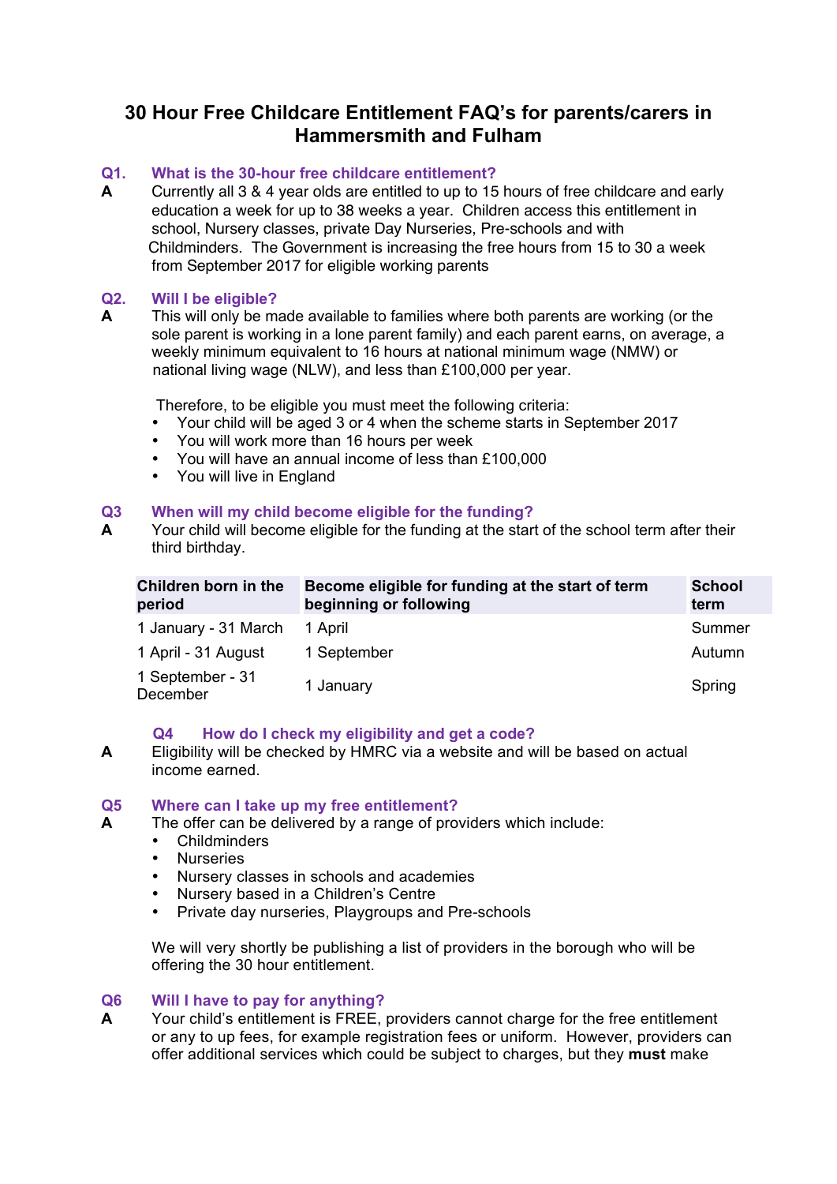# 30 Hour Free Childcare Entitlement FAQ's for parents/carers in Hammersmith and Fulham

### Q1. What is the 30-hour free childcare entitlement?

**A** Currently all 3 & 4 year olds are entitled to up to 15 hours of free childcare and early education a week for up to 38 weeks a year. Children access this entitlement in school, Nursery classes, private Day Nurseries, Pre-schools and with Childminders. The Government is increasing the free hours from 15 to 30 a week from September 2017 for eligible working parents

### Q2. Will I be eligible?

**A** This will only be made available to families where both parents are working (or the sole parent is working in a lone parent family) and each parent earns, on average, a weekly minimum equivalent to 16 hours at national minimum wage (NMW) or national living wage (NLW), and less than £100,000 per year.

Therefore, to be eligible you must meet the following criteria:

- Your child will be aged 3 or 4 when the scheme starts in September 2017
- You will work more than 16 hours per week
- You will have an annual income of less than £100,000
- You will live in England

### Q3 When will my child become eligible for the funding?

**A** Your child will become eligible for the funding at the start of the school term after their third birthday.

| Children born in the period | Become eligible for funding at the start of term beginning or following | School term |
|---|---|---|
| 1 January - 31 March | 1 April | Summer |
| 1 April - 31 August | 1 September | Autumn |
| 1 September - 31 December | 1 January | Spring |

### Q4 How do I check my eligibility and get a code?

**A** Eligibility will be checked by HMRC via a website and will be based on actual income earned.

### Q5 Where can I take up my free entitlement?

**A** The offer can be delivered by a range of providers which include:

- Childminders
- Nurseries
- Nursery classes in schools and academies
- Nursery based in a Children's Centre
- Private day nurseries, Playgroups and Pre-schools

We will very shortly be publishing a list of providers in the borough who will be offering the 30 hour entitlement.

### Q6 Will I have to pay for anything?

**A** Your child's entitlement is FREE, providers cannot charge for the free entitlement or any to up fees, for example registration fees or uniform. However, providers can offer additional services which could be subject to charges, but they **must** make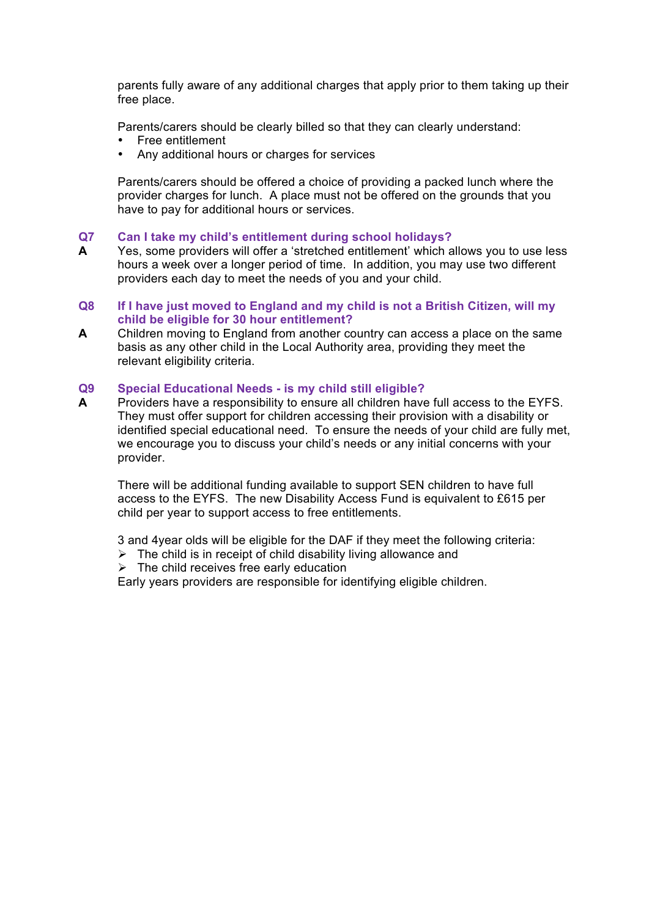parents fully aware of any additional charges that apply prior to them taking up their free place.

Parents/carers should be clearly billed so that they can clearly understand:

- Free entitlement
- Any additional hours or charges for services

Parents/carers should be offered a choice of providing a packed lunch where the provider charges for lunch. A place must not be offered on the grounds that you have to pay for additional hours or services.

**Q7 Can I take my child's entitlement during school holidays?**

**A** Yes, some providers will offer a 'stretched entitlement' which allows you to use less hours a week over a longer period of time. In addition, you may use two different providers each day to meet the needs of you and your child.

**Q8 If I have just moved to England and my child is not a British Citizen, will my child be eligible for 30 hour entitlement?**

**A** Children moving to England from another country can access a place on the same basis as any other child in the Local Authority area, providing they meet the relevant eligibility criteria.

**Q9 Special Educational Needs - is my child still eligible?**

**A** Providers have a responsibility to ensure all children have full access to the EYFS. They must offer support for children accessing their provision with a disability or identified special educational need. To ensure the needs of your child are fully met, we encourage you to discuss your child's needs or any initial concerns with your provider.

There will be additional funding available to support SEN children to have full access to the EYFS. The new Disability Access Fund is equivalent to £615 per child per year to support access to free entitlements.

3 and 4year olds will be eligible for the DAF if they meet the following criteria:

- The child is in receipt of child disability living allowance and
- The child receives free early education

Early years providers are responsible for identifying eligible children.